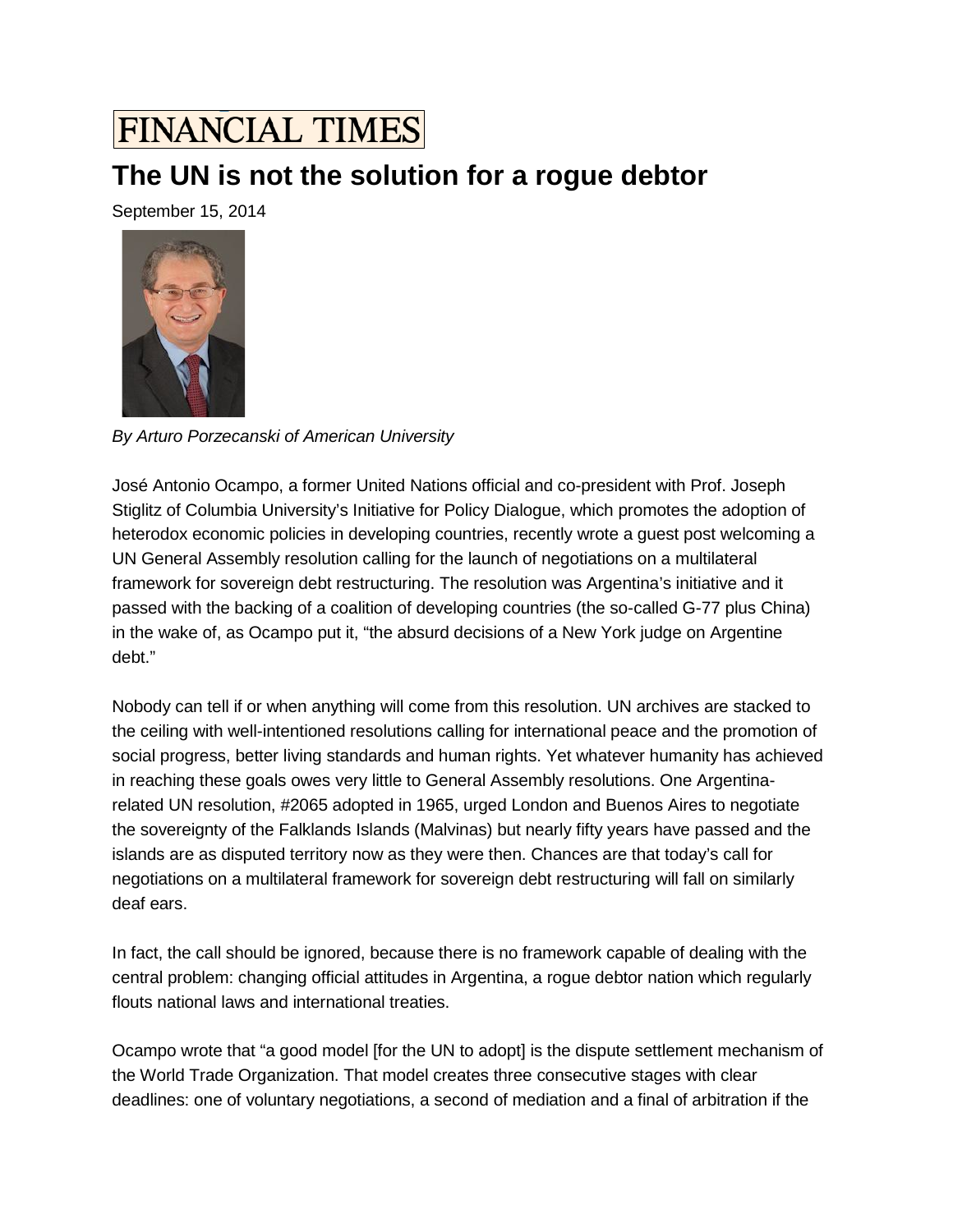FINANCIAL TIMES

# The UN is not the solution for a rogue debtor

September 15, 2014

*By Arturo Porzecanski of American University*

José Antonio Ocampo, a former United Nations official and co-president with Prof. Joseph Stiglitz of Columbia University's Initiative for Policy Dialogue, which promotes the adoption of heterodox economic policies in developing countries, recently wrote a guest post welcoming a UN General Assembly resolution calling for the launch of negotiations on a multilateral framework for sovereign debt restructuring. The resolution was Argentina's initiative and it passed with the backing of a coalition of developing countries (the so-called G-77 plus China) in the wake of, as Ocampo put it, "the absurd decisions of a New York judge on Argentine debt."

Nobody can tell if or when anything will come from this resolution. UN archives are stacked to the ceiling with well-intentioned resolutions calling for international peace and the promotion of social progress, better living standards and human rights. Yet whatever humanity has achieved in reaching these goals owes very little to General Assembly resolutions. One Argentina-related UN resolution, #2065 adopted in 1965, urged London and Buenos Aires to negotiate the sovereignty of the Falklands Islands (Malvinas) but nearly fifty years have passed and the islands are as disputed territory now as they were then. Chances are that today's call for negotiations on a multilateral framework for sovereign debt restructuring will fall on similarly deaf ears.

In fact, the call should be ignored, because there is no framework capable of dealing with the central problem: changing official attitudes in Argentina, a rogue debtor nation which regularly flouts national laws and international treaties.

Ocampo wrote that "a good model [for the UN to adopt] is the dispute settlement mechanism of the World Trade Organization. That model creates three consecutive stages with clear deadlines: one of voluntary negotiations, a second of mediation and a final of arbitration if the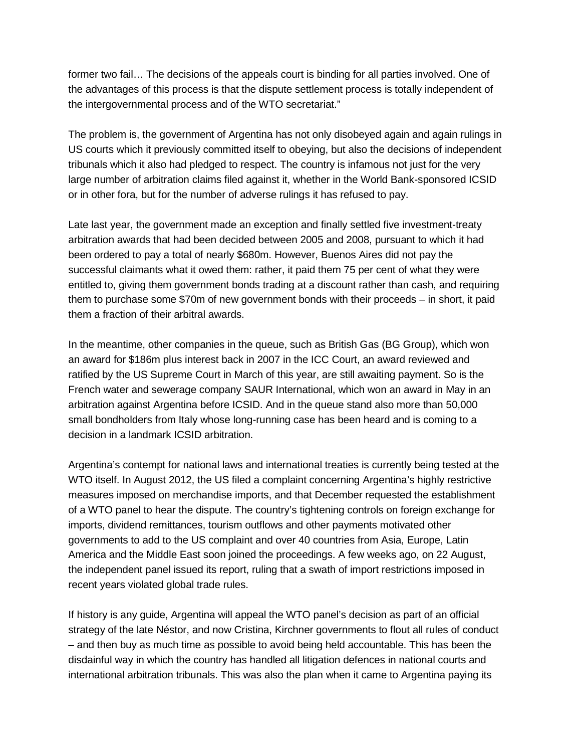former two fail… The decisions of the appeals court is binding for all parties involved. One of the advantages of this process is that the dispute settlement process is totally independent of the intergovernmental process and of the WTO secretariat."

The problem is, the government of Argentina has not only disobeyed again and again rulings in US courts which it previously committed itself to obeying, but also the decisions of independent tribunals which it also had pledged to respect. The country is infamous not just for the very large number of arbitration claims filed against it, whether in the World Bank-sponsored ICSID or in other fora, but for the number of adverse rulings it has refused to pay.

Late last year, the government made an exception and finally settled five investment-treaty arbitration awards that had been decided between 2005 and 2008, pursuant to which it had been ordered to pay a total of nearly $680m. However, Buenos Aires did not pay the successful claimants what it owed them: rather, it paid them 75 per cent of what they were entitled to, giving them government bonds trading at a discount rather than cash, and requiring them to purchase some $70m of new government bonds with their proceeds – in short, it paid them a fraction of their arbitral awards.

In the meantime, other companies in the queue, such as British Gas (BG Group), which won an award for $186m plus interest back in 2007 in the ICC Court, an award reviewed and ratified by the US Supreme Court in March of this year, are still awaiting payment. So is the French water and sewerage company SAUR International, which won an award in May in an arbitration against Argentina before ICSID. And in the queue stand also more than 50,000 small bondholders from Italy whose long-running case has been heard and is coming to a decision in a landmark ICSID arbitration.

Argentina's contempt for national laws and international treaties is currently being tested at the WTO itself. In August 2012, the US filed a complaint concerning Argentina's highly restrictive measures imposed on merchandise imports, and that December requested the establishment of a WTO panel to hear the dispute. The country's tightening controls on foreign exchange for imports, dividend remittances, tourism outflows and other payments motivated other governments to add to the US complaint and over 40 countries from Asia, Europe, Latin America and the Middle East soon joined the proceedings. A few weeks ago, on 22 August, the independent panel issued its report, ruling that a swath of import restrictions imposed in recent years violated global trade rules.

If history is any guide, Argentina will appeal the WTO panel's decision as part of an official strategy of the late Néstor, and now Cristina, Kirchner governments to flout all rules of conduct – and then buy as much time as possible to avoid being held accountable. This has been the disdainful way in which the country has handled all litigation defences in national courts and international arbitration tribunals. This was also the plan when it came to Argentina paying its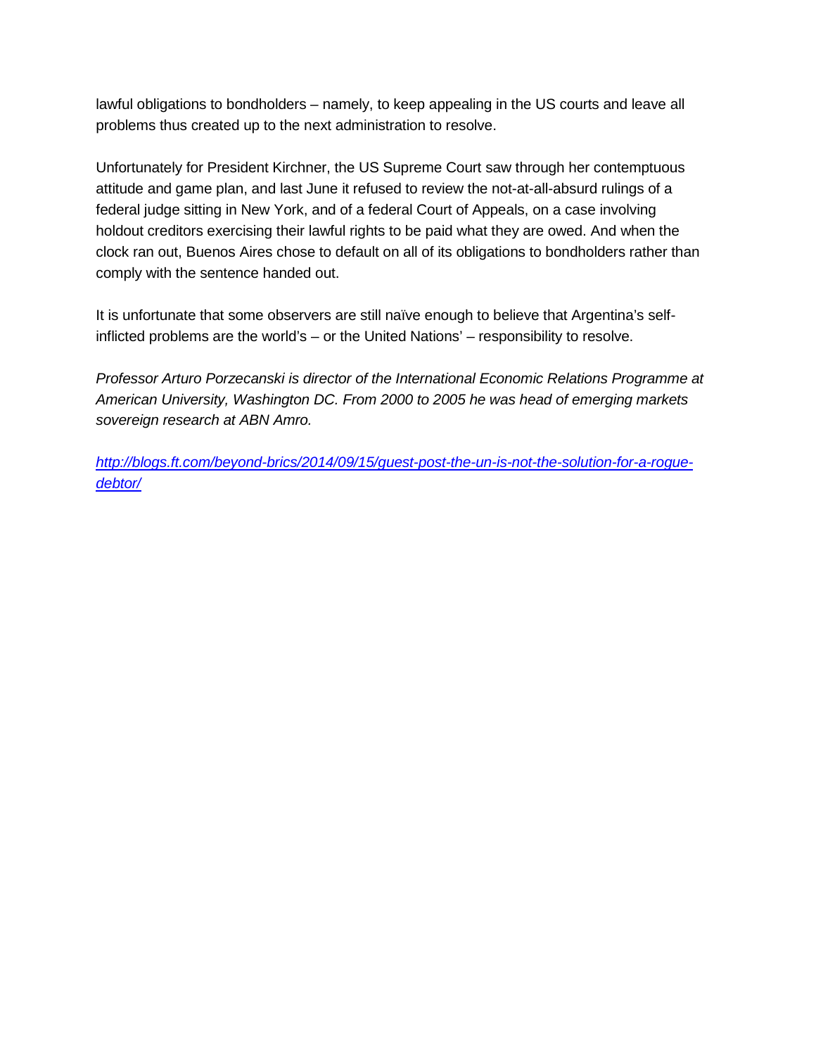lawful obligations to bondholders – namely, to keep appealing in the US courts and leave all problems thus created up to the next administration to resolve.

Unfortunately for President Kirchner, the US Supreme Court saw through her contemptuous attitude and game plan, and last June it refused to review the not-at-all-absurd rulings of a federal judge sitting in New York, and of a federal Court of Appeals, on a case involving holdout creditors exercising their lawful rights to be paid what they are owed. And when the clock ran out, Buenos Aires chose to default on all of its obligations to bondholders rather than comply with the sentence handed out.

It is unfortunate that some observers are still naïve enough to believe that Argentina's self-inflicted problems are the world's – or the United Nations' – responsibility to resolve.

*Professor Arturo Porzecanski is director of the International Economic Relations Programme at American University, Washington DC. From 2000 to 2005 he was head of emerging markets sovereign research at ABN Amro.*

*http://blogs.ft.com/beyond-brics/2014/09/15/guest-post-the-un-is-not-the-solution-for-a-rogue-debtor/*